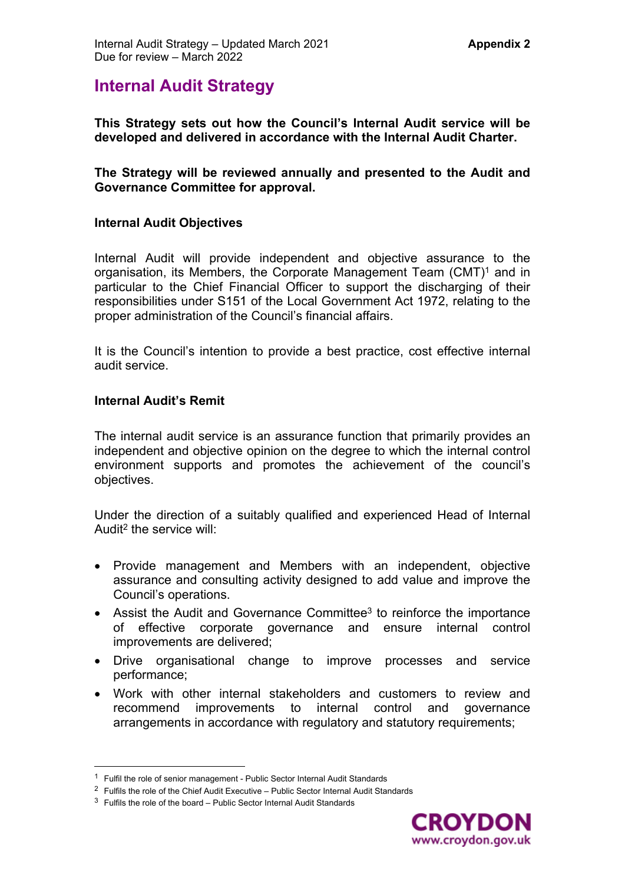# Internal Audit Strategy

**This Strategy sets out how the Council's Internal Audit service will be developed and delivered in accordance with the Internal Audit Charter.**

**The Strategy will be reviewed annually and presented to the Audit and Governance Committee for approval.**

### Internal Audit Objectives

Internal Audit will provide independent and objective assurance to the organisation, its Members, the Corporate Management Team (CMT)[1] and in particular to the Chief Financial Officer to support the discharging of their responsibilities under S151 of the Local Government Act 1972, relating to the proper administration of the Council's financial affairs.

It is the Council's intention to provide a best practice, cost effective internal audit service.

### Internal Audit's Remit

The internal audit service is an assurance function that primarily provides an independent and objective opinion on the degree to which the internal control environment supports and promotes the achievement of the council's objectives.

Under the direction of a suitably qualified and experienced Head of Internal Audit[2] the service will:

- Provide management and Members with an independent, objective assurance and consulting activity designed to add value and improve the Council's operations.
- Assist the Audit and Governance Committee[3] to reinforce the importance of effective corporate governance and ensure internal control improvements are delivered;
- Drive organisational change to improve processes and service performance;
- Work with other internal stakeholders and customers to review and recommend improvements to internal control and governance arrangements in accordance with regulatory and statutory requirements;

[1] Fulfil the role of senior management - Public Sector Internal Audit Standards
[2] Fulfils the role of the Chief Audit Executive – Public Sector Internal Audit Standards
[3] Fulfils the role of the board – Public Sector Internal Audit Standards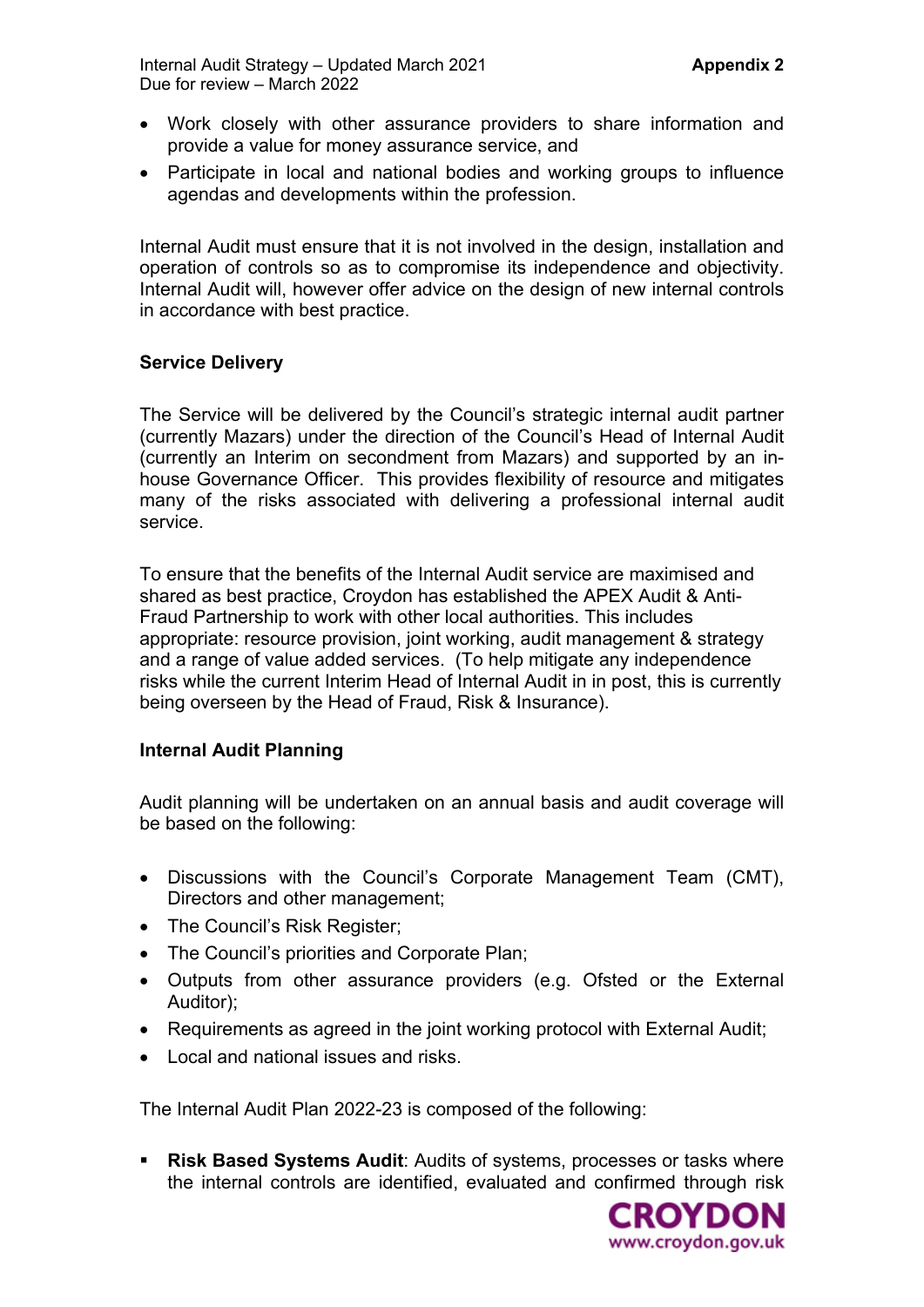- Work closely with other assurance providers to share information and provide a value for money assurance service, and
- Participate in local and national bodies and working groups to influence agendas and developments within the profession.

Internal Audit must ensure that it is not involved in the design, installation and operation of controls so as to compromise its independence and objectivity. Internal Audit will, however offer advice on the design of new internal controls in accordance with best practice.

**Service Delivery**

The Service will be delivered by the Council's strategic internal audit partner (currently Mazars) under the direction of the Council's Head of Internal Audit (currently an Interim on secondment from Mazars) and supported by an in-house Governance Officer. This provides flexibility of resource and mitigates many of the risks associated with delivering a professional internal audit service.

To ensure that the benefits of the Internal Audit service are maximised and shared as best practice, Croydon has established the APEX Audit & Anti-Fraud Partnership to work with other local authorities. This includes appropriate: resource provision, joint working, audit management & strategy and a range of value added services. (To help mitigate any independence risks while the current Interim Head of Internal Audit in in post, this is currently being overseen by the Head of Fraud, Risk & Insurance).

**Internal Audit Planning**

Audit planning will be undertaken on an annual basis and audit coverage will be based on the following:

- Discussions with the Council's Corporate Management Team (CMT), Directors and other management;
- The Council's Risk Register;
- The Council's priorities and Corporate Plan;
- Outputs from other assurance providers (e.g. Ofsted or the External Auditor);
- Requirements as agreed in the joint working protocol with External Audit;
- Local and national issues and risks.

The Internal Audit Plan 2022-23 is composed of the following:

- **Risk Based Systems Audit**: Audits of systems, processes or tasks where the internal controls are identified, evaluated and confirmed through risk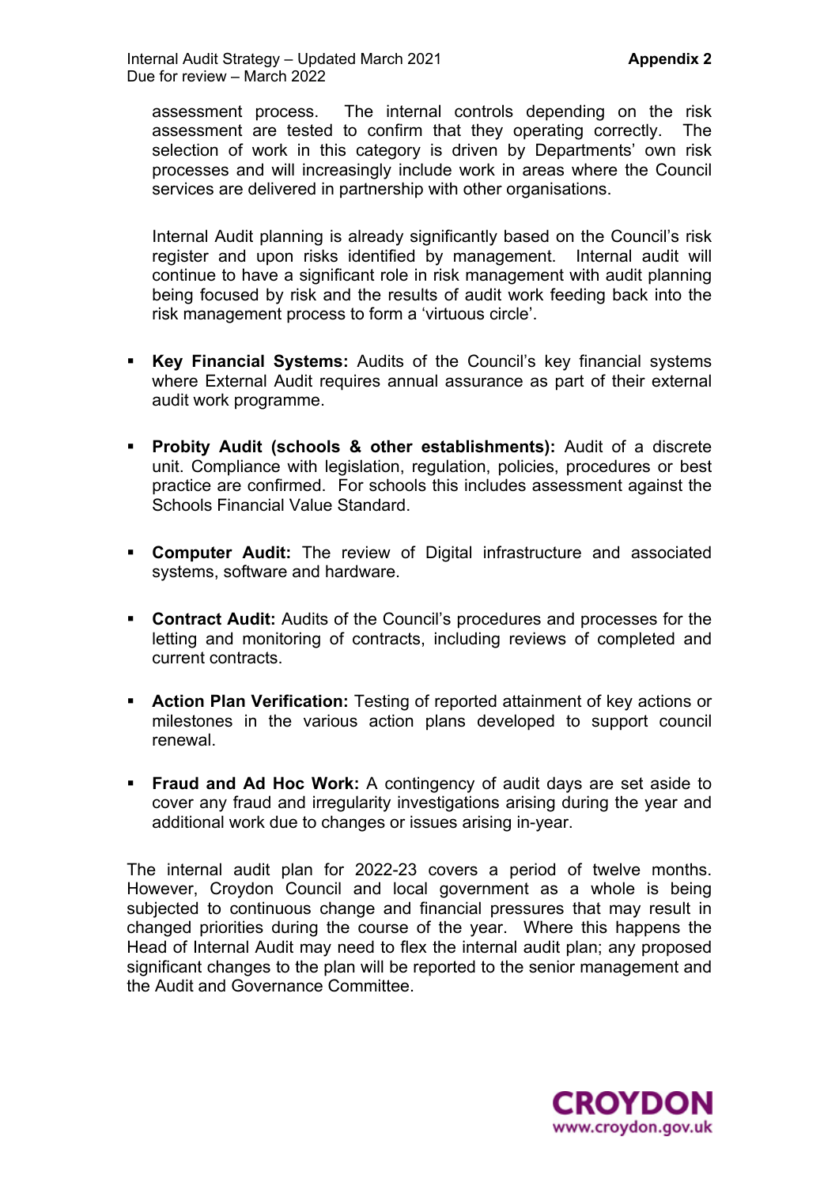assessment process. The internal controls depending on the risk assessment are tested to confirm that they operating correctly. The selection of work in this category is driven by Departments' own risk processes and will increasingly include work in areas where the Council services are delivered in partnership with other organisations.

Internal Audit planning is already significantly based on the Council's risk register and upon risks identified by management. Internal audit will continue to have a significant role in risk management with audit planning being focused by risk and the results of audit work feeding back into the risk management process to form a 'virtuous circle'.

- **Key Financial Systems:** Audits of the Council's key financial systems where External Audit requires annual assurance as part of their external audit work programme.

- **Probity Audit (schools & other establishments):** Audit of a discrete unit. Compliance with legislation, regulation, policies, procedures or best practice are confirmed. For schools this includes assessment against the Schools Financial Value Standard.

- **Computer Audit:** The review of Digital infrastructure and associated systems, software and hardware.

- **Contract Audit:** Audits of the Council's procedures and processes for the letting and monitoring of contracts, including reviews of completed and current contracts.

- **Action Plan Verification:** Testing of reported attainment of key actions or milestones in the various action plans developed to support council renewal.

- **Fraud and Ad Hoc Work:** A contingency of audit days are set aside to cover any fraud and irregularity investigations arising during the year and additional work due to changes or issues arising in-year.

The internal audit plan for 2022-23 covers a period of twelve months. However, Croydon Council and local government as a whole is being subjected to continuous change and financial pressures that may result in changed priorities during the course of the year. Where this happens the Head of Internal Audit may need to flex the internal audit plan; any proposed significant changes to the plan will be reported to the senior management and the Audit and Governance Committee.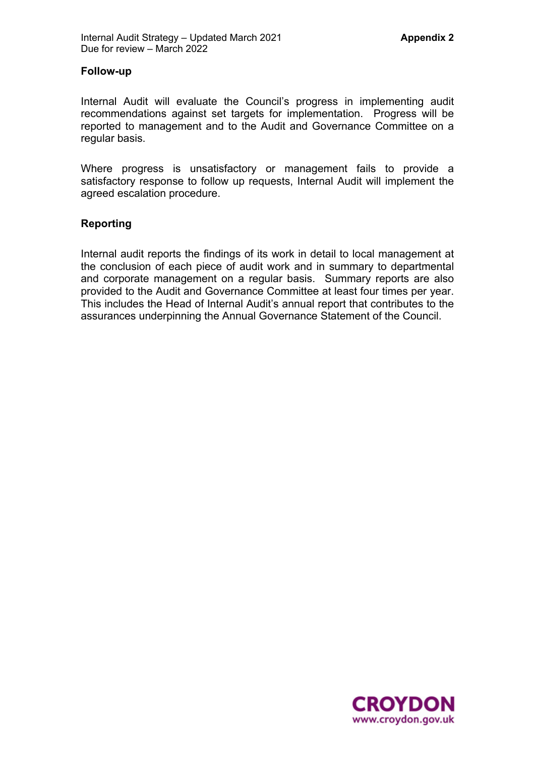**Follow-up**

Internal Audit will evaluate the Council's progress in implementing audit recommendations against set targets for implementation. Progress will be reported to management and to the Audit and Governance Committee on a regular basis.

Where progress is unsatisfactory or management fails to provide a satisfactory response to follow up requests, Internal Audit will implement the agreed escalation procedure.

**Reporting**

Internal audit reports the findings of its work in detail to local management at the conclusion of each piece of audit work and in summary to departmental and corporate management on a regular basis. Summary reports are also provided to the Audit and Governance Committee at least four times per year. This includes the Head of Internal Audit's annual report that contributes to the assurances underpinning the Annual Governance Statement of the Council.